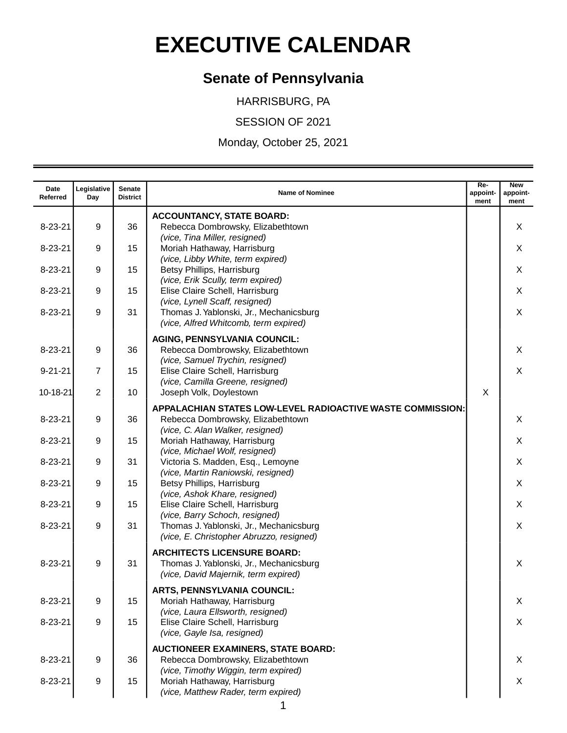# EXECUTIVE CALENDAR

## Senate of Pennsylvania

HARRISBURG, PA

SESSION OF 2021

Monday, October 25, 2021

| Date Referred | Legislative Day | Senate District | Name of Nominee | Re-appoint-ment | New appoint-ment |
|---|---|---|---|---|---|
| | | | **ACCOUNTANCY, STATE BOARD:** | | |
| 8-23-21 | 9 | 36 | Rebecca Dombrowsky, Elizabethtown *(vice, Tina Miller, resigned)* | | X |
| 8-23-21 | 9 | 15 | Moriah Hathaway, Harrisburg *(vice, Libby White, term expired)* | | X |
| 8-23-21 | 9 | 15 | Betsy Phillips, Harrisburg *(vice, Erik Scully, term expired)* | | X |
| 8-23-21 | 9 | 15 | Elise Claire Schell, Harrisburg *(vice, Lynell Scaff, resigned)* | | X |
| 8-23-21 | 9 | 31 | Thomas J. Yablonski, Jr., Mechanicsburg *(vice, Alfred Whitcomb, term expired)* | | X |
| | | | **AGING, PENNSYLVANIA COUNCIL:** | | |
| 8-23-21 | 9 | 36 | Rebecca Dombrowsky, Elizabethtown *(vice, Samuel Trychin, resigned)* | | X |
| 9-21-21 | 7 | 15 | Elise Claire Schell, Harrisburg *(vice, Camilla Greene, resigned)* | | X |
| 10-18-21 | 2 | 10 | Joseph Volk, Doylestown | X | |
| | | | **APPALACHIAN STATES LOW-LEVEL RADIOACTIVE WASTE COMMISSION:** | | |
| 8-23-21 | 9 | 36 | Rebecca Dombrowsky, Elizabethtown *(vice, C. Alan Walker, resigned)* | | X |
| 8-23-21 | 9 | 15 | Moriah Hathaway, Harrisburg *(vice, Michael Wolf, resigned)* | | X |
| 8-23-21 | 9 | 31 | Victoria S. Madden, Esq., Lemoyne *(vice, Martin Raniowski, resigned)* | | X |
| 8-23-21 | 9 | 15 | Betsy Phillips, Harrisburg *(vice, Ashok Khare, resigned)* | | X |
| 8-23-21 | 9 | 15 | Elise Claire Schell, Harrisburg *(vice, Barry Schoch, resigned)* | | X |
| 8-23-21 | 9 | 31 | Thomas J. Yablonski, Jr., Mechanicsburg *(vice, E. Christopher Abruzzo, resigned)* | | X |
| | | | **ARCHITECTS LICENSURE BOARD:** | | |
| 8-23-21 | 9 | 31 | Thomas J. Yablonski, Jr., Mechanicsburg *(vice, David Majernik, term expired)* | | X |
| | | | **ARTS, PENNSYLVANIA COUNCIL:** | | |
| 8-23-21 | 9 | 15 | Moriah Hathaway, Harrisburg *(vice, Laura Ellsworth, resigned)* | | X |
| 8-23-21 | 9 | 15 | Elise Claire Schell, Harrisburg *(vice, Gayle Isa, resigned)* | | X |
| | | | **AUCTIONEER EXAMINERS, STATE BOARD:** | | |
| 8-23-21 | 9 | 36 | Rebecca Dombrowsky, Elizabethtown *(vice, Timothy Wiggin, term expired)* | | X |
| 8-23-21 | 9 | 15 | Moriah Hathaway, Harrisburg *(vice, Matthew Rader, term expired)* | | X |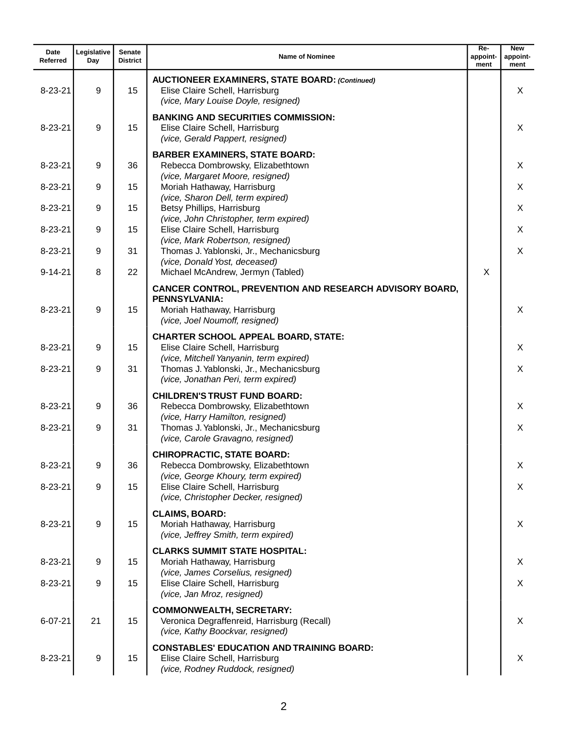| Date Referred | Legislative Day | Senate District | Name of Nominee | Re-appoint-ment | New appoint-ment |
|---|---|---|---|---|---|
| | | | **AUCTIONEER EXAMINERS, STATE BOARD:** ***(Continued)*** | | |
| 8-23-21 | 9 | 15 | Elise Claire Schell, Harrisburg *(vice, Mary Louise Doyle, resigned)* | | X |
| | | | **BANKING AND SECURITIES COMMISSION:** | | |
| 8-23-21 | 9 | 15 | Elise Claire Schell, Harrisburg *(vice, Gerald Pappert, resigned)* | | X |
| | | | **BARBER EXAMINERS, STATE BOARD:** | | |
| 8-23-21 | 9 | 36 | Rebecca Dombrowsky, Elizabethtown *(vice, Margaret Moore, resigned)* | | X |
| 8-23-21 | 9 | 15 | Moriah Hathaway, Harrisburg *(vice, Sharon Dell, term expired)* | | X |
| 8-23-21 | 9 | 15 | Betsy Phillips, Harrisburg *(vice, John Christopher, term expired)* | | X |
| 8-23-21 | 9 | 15 | Elise Claire Schell, Harrisburg *(vice, Mark Robertson, resigned)* | | X |
| 8-23-21 | 9 | 31 | Thomas J. Yablonski, Jr., Mechanicsburg *(vice, Donald Yost, deceased)* | | X |
| 9-14-21 | 8 | 22 | Michael McAndrew, Jermyn (Tabled) | X | |
| | | | **CANCER CONTROL, PREVENTION AND RESEARCH ADVISORY BOARD, PENNSYLVANIA:** | | |
| 8-23-21 | 9 | 15 | Moriah Hathaway, Harrisburg *(vice, Joel Noumoff, resigned)* | | X |
| | | | **CHARTER SCHOOL APPEAL BOARD, STATE:** | | |
| 8-23-21 | 9 | 15 | Elise Claire Schell, Harrisburg *(vice, Mitchell Yanyanin, term expired)* | | X |
| 8-23-21 | 9 | 31 | Thomas J. Yablonski, Jr., Mechanicsburg *(vice, Jonathan Peri, term expired)* | | X |
| | | | **CHILDREN'S TRUST FUND BOARD:** | | |
| 8-23-21 | 9 | 36 | Rebecca Dombrowsky, Elizabethtown *(vice, Harry Hamilton, resigned)* | | X |
| 8-23-21 | 9 | 31 | Thomas J. Yablonski, Jr., Mechanicsburg *(vice, Carole Gravagno, resigned)* | | X |
| | | | **CHIROPRACTIC, STATE BOARD:** | | |
| 8-23-21 | 9 | 36 | Rebecca Dombrowsky, Elizabethtown *(vice, George Khoury, term expired)* | | X |
| 8-23-21 | 9 | 15 | Elise Claire Schell, Harrisburg *(vice, Christopher Decker, resigned)* | | X |
| | | | **CLAIMS, BOARD:** | | |
| 8-23-21 | 9 | 15 | Moriah Hathaway, Harrisburg *(vice, Jeffrey Smith, term expired)* | | X |
| | | | **CLARKS SUMMIT STATE HOSPITAL:** | | |
| 8-23-21 | 9 | 15 | Moriah Hathaway, Harrisburg *(vice, James Corselius, resigned)* | | X |
| 8-23-21 | 9 | 15 | Elise Claire Schell, Harrisburg *(vice, Jan Mroz, resigned)* | | X |
| | | | **COMMONWEALTH, SECRETARY:** | | |
| 6-07-21 | 21 | 15 | Veronica Degraffenreid, Harrisburg (Recall) *(vice, Kathy Boockvar, resigned)* | | X |
| | | | **CONSTABLES' EDUCATION AND TRAINING BOARD:** | | |
| 8-23-21 | 9 | 15 | Elise Claire Schell, Harrisburg *(vice, Rodney Ruddock, resigned)* | | X |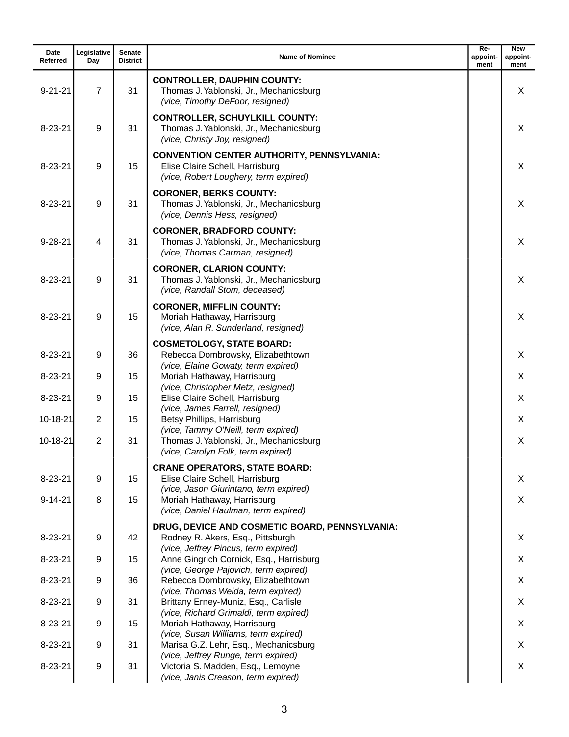| Date Referred | Legislative Day | Senate District | Name of Nominee | Re-appoint-ment | New appoint-ment |
|---|---|---|---|---|---|
| | | | **CONTROLLER, DAUPHIN COUNTY:** | | |
| 9-21-21 | 7 | 31 | Thomas J. Yablonski, Jr., Mechanicsburg *(vice, Timothy DeFoor, resigned)* | | X |
| | | | **CONTROLLER, SCHUYLKILL COUNTY:** | | |
| 8-23-21 | 9 | 31 | Thomas J. Yablonski, Jr., Mechanicsburg *(vice, Christy Joy, resigned)* | | X |
| | | | **CONVENTION CENTER AUTHORITY, PENNSYLVANIA:** | | |
| 8-23-21 | 9 | 15 | Elise Claire Schell, Harrisburg *(vice, Robert Loughery, term expired)* | | X |
| | | | **CORONER, BERKS COUNTY:** | | |
| 8-23-21 | 9 | 31 | Thomas J. Yablonski, Jr., Mechanicsburg *(vice, Dennis Hess, resigned)* | | X |
| | | | **CORONER, BRADFORD COUNTY:** | | |
| 9-28-21 | 4 | 31 | Thomas J. Yablonski, Jr., Mechanicsburg *(vice, Thomas Carman, resigned)* | | X |
| | | | **CORONER, CLARION COUNTY:** | | |
| 8-23-21 | 9 | 31 | Thomas J. Yablonski, Jr., Mechanicsburg *(vice, Randall Stom, deceased)* | | X |
| | | | **CORONER, MIFFLIN COUNTY:** | | |
| 8-23-21 | 9 | 15 | Moriah Hathaway, Harrisburg *(vice, Alan R. Sunderland, resigned)* | | X |
| | | | **COSMETOLOGY, STATE BOARD:** | | |
| 8-23-21 | 9 | 36 | Rebecca Dombrowsky, Elizabethtown *(vice, Elaine Gowaty, term expired)* | | X |
| 8-23-21 | 9 | 15 | Moriah Hathaway, Harrisburg *(vice, Christopher Metz, resigned)* | | X |
| 8-23-21 | 9 | 15 | Elise Claire Schell, Harrisburg *(vice, James Farrell, resigned)* | | X |
| 10-18-21 | 2 | 15 | Betsy Phillips, Harrisburg *(vice, Tammy O'Neill, term expired)* | | X |
| 10-18-21 | 2 | 31 | Thomas J. Yablonski, Jr., Mechanicsburg *(vice, Carolyn Folk, term expired)* | | X |
| | | | **CRANE OPERATORS, STATE BOARD:** | | |
| 8-23-21 | 9 | 15 | Elise Claire Schell, Harrisburg *(vice, Jason Giurintano, term expired)* | | X |
| 9-14-21 | 8 | 15 | Moriah Hathaway, Harrisburg *(vice, Daniel Haulman, term expired)* | | X |
| | | | **DRUG, DEVICE AND COSMETIC BOARD, PENNSYLVANIA:** | | |
| 8-23-21 | 9 | 42 | Rodney R. Akers, Esq., Pittsburgh *(vice, Jeffrey Pincus, term expired)* | | X |
| 8-23-21 | 9 | 15 | Anne Gingrich Cornick, Esq., Harrisburg *(vice, George Pajovich, term expired)* | | X |
| 8-23-21 | 9 | 36 | Rebecca Dombrowsky, Elizabethtown *(vice, Thomas Weida, term expired)* | | X |
| 8-23-21 | 9 | 31 | Brittany Erney-Muniz, Esq., Carlisle *(vice, Richard Grimaldi, term expired)* | | X |
| 8-23-21 | 9 | 15 | Moriah Hathaway, Harrisburg *(vice, Susan Williams, term expired)* | | X |
| 8-23-21 | 9 | 31 | Marisa G.Z. Lehr, Esq., Mechanicsburg *(vice, Jeffrey Runge, term expired)* | | X |
| 8-23-21 | 9 | 31 | Victoria S. Madden, Esq., Lemoyne *(vice, Janis Creason, term expired)* | | X |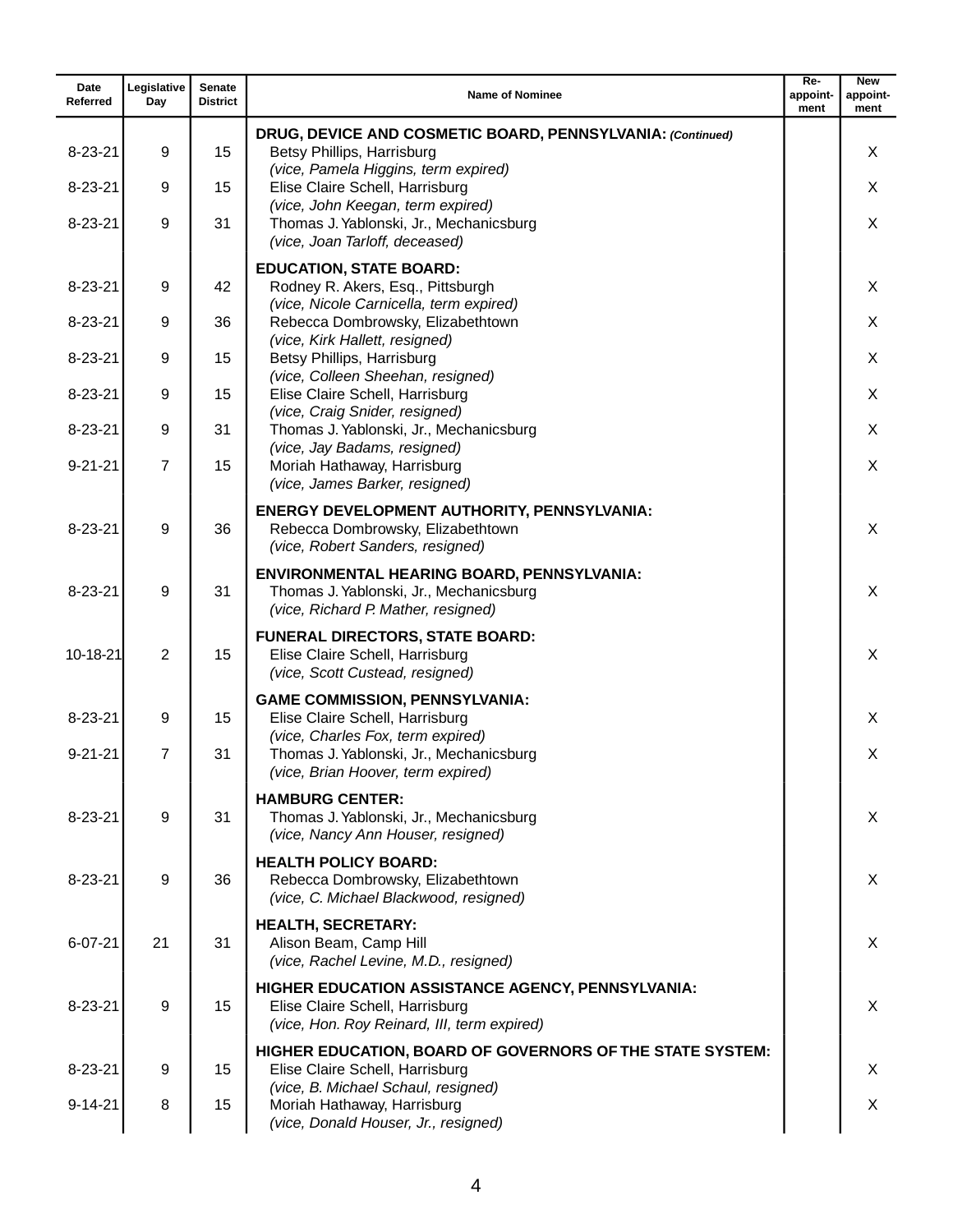| Date Referred | Legislative Day | Senate District | Name of Nominee | Re-appoint-ment | New appoint-ment |
|---|---|---|---|---|---|
| | | | **DRUG, DEVICE AND COSMETIC BOARD, PENNSYLVANIA:** ***(Continued)*** | | |
| 8-23-21 | 9 | 15 | Betsy Phillips, Harrisburg<br>*(vice, Pamela Higgins, term expired)* | | X |
| 8-23-21 | 9 | 15 | Elise Claire Schell, Harrisburg<br>*(vice, John Keegan, term expired)* | | X |
| 8-23-21 | 9 | 31 | Thomas J. Yablonski, Jr., Mechanicsburg<br>*(vice, Joan Tarloff, deceased)* | | X |
| | | | **EDUCATION, STATE BOARD:** | | |
| 8-23-21 | 9 | 42 | Rodney R. Akers, Esq., Pittsburgh<br>*(vice, Nicole Carnicella, term expired)* | | X |
| 8-23-21 | 9 | 36 | Rebecca Dombrowsky, Elizabethtown<br>*(vice, Kirk Hallett, resigned)* | | X |
| 8-23-21 | 9 | 15 | Betsy Phillips, Harrisburg<br>*(vice, Colleen Sheehan, resigned)* | | X |
| 8-23-21 | 9 | 15 | Elise Claire Schell, Harrisburg<br>*(vice, Craig Snider, resigned)* | | X |
| 8-23-21 | 9 | 31 | Thomas J. Yablonski, Jr., Mechanicsburg<br>*(vice, Jay Badams, resigned)* | | X |
| 9-21-21 | 7 | 15 | Moriah Hathaway, Harrisburg<br>*(vice, James Barker, resigned)* | | X |
| | | | **ENERGY DEVELOPMENT AUTHORITY, PENNSYLVANIA:** | | |
| 8-23-21 | 9 | 36 | Rebecca Dombrowsky, Elizabethtown<br>*(vice, Robert Sanders, resigned)* | | X |
| | | | **ENVIRONMENTAL HEARING BOARD, PENNSYLVANIA:** | | |
| 8-23-21 | 9 | 31 | Thomas J. Yablonski, Jr., Mechanicsburg<br>*(vice, Richard P. Mather, resigned)* | | X |
| | | | **FUNERAL DIRECTORS, STATE BOARD:** | | |
| 10-18-21 | 2 | 15 | Elise Claire Schell, Harrisburg<br>*(vice, Scott Custead, resigned)* | | X |
| | | | **GAME COMMISSION, PENNSYLVANIA:** | | |
| 8-23-21 | 9 | 15 | Elise Claire Schell, Harrisburg<br>*(vice, Charles Fox, term expired)* | | X |
| 9-21-21 | 7 | 31 | Thomas J. Yablonski, Jr., Mechanicsburg<br>*(vice, Brian Hoover, term expired)* | | X |
| | | | **HAMBURG CENTER:** | | |
| 8-23-21 | 9 | 31 | Thomas J. Yablonski, Jr., Mechanicsburg<br>*(vice, Nancy Ann Houser, resigned)* | | X |
| | | | **HEALTH POLICY BOARD:** | | |
| 8-23-21 | 9 | 36 | Rebecca Dombrowsky, Elizabethtown<br>*(vice, C. Michael Blackwood, resigned)* | | X |
| | | | **HEALTH, SECRETARY:** | | |
| 6-07-21 | 21 | 31 | Alison Beam, Camp Hill<br>*(vice, Rachel Levine, M.D., resigned)* | | X |
| | | | **HIGHER EDUCATION ASSISTANCE AGENCY, PENNSYLVANIA:** | | |
| 8-23-21 | 9 | 15 | Elise Claire Schell, Harrisburg<br>*(vice, Hon. Roy Reinard, III, term expired)* | | X |
| | | | **HIGHER EDUCATION, BOARD OF GOVERNORS OF THE STATE SYSTEM:** | | |
| 8-23-21 | 9 | 15 | Elise Claire Schell, Harrisburg<br>*(vice, B. Michael Schaul, resigned)* | | X |
| 9-14-21 | 8 | 15 | Moriah Hathaway, Harrisburg<br>*(vice, Donald Houser, Jr., resigned)* | | X |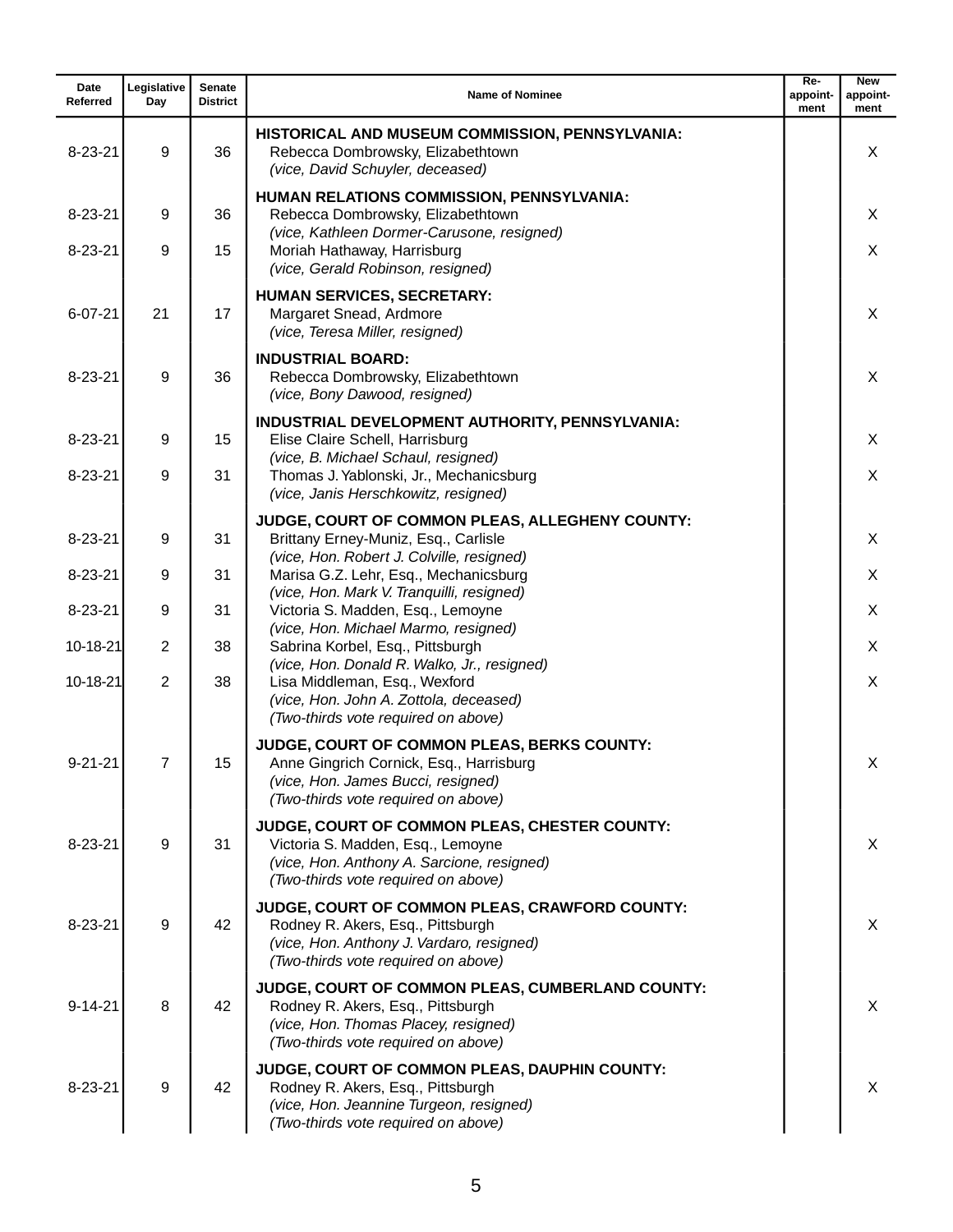| Date Referred | Legislative Day | Senate District | Name of Nominee | Re-appoint-ment | New appoint-ment |
|---|---|---|---|---|---|
| | | | **HISTORICAL AND MUSEUM COMMISSION, PENNSYLVANIA:** | | |
| 8-23-21 | 9 | 36 | Rebecca Dombrowsky, Elizabethtown *(vice, David Schuyler, deceased)* | | X |
| | | | **HUMAN RELATIONS COMMISSION, PENNSYLVANIA:** | | |
| 8-23-21 | 9 | 36 | Rebecca Dombrowsky, Elizabethtown *(vice, Kathleen Dormer-Carusone, resigned)* | | X |
| 8-23-21 | 9 | 15 | Moriah Hathaway, Harrisburg *(vice, Gerald Robinson, resigned)* | | X |
| | | | **HUMAN SERVICES, SECRETARY:** | | |
| 6-07-21 | 21 | 17 | Margaret Snead, Ardmore *(vice, Teresa Miller, resigned)* | | X |
| | | | **INDUSTRIAL BOARD:** | | |
| 8-23-21 | 9 | 36 | Rebecca Dombrowsky, Elizabethtown *(vice, Bony Dawood, resigned)* | | X |
| | | | **INDUSTRIAL DEVELOPMENT AUTHORITY, PENNSYLVANIA:** | | |
| 8-23-21 | 9 | 15 | Elise Claire Schell, Harrisburg *(vice, B. Michael Schaul, resigned)* | | X |
| 8-23-21 | 9 | 31 | Thomas J. Yablonski, Jr., Mechanicsburg *(vice, Janis Herschkowitz, resigned)* | | X |
| | | | **JUDGE, COURT OF COMMON PLEAS, ALLEGHENY COUNTY:** | | |
| 8-23-21 | 9 | 31 | Brittany Erney-Muniz, Esq., Carlisle *(vice, Hon. Robert J. Colville, resigned)* | | X |
| 8-23-21 | 9 | 31 | Marisa G.Z. Lehr, Esq., Mechanicsburg *(vice, Hon. Mark V. Tranquilli, resigned)* | | X |
| 8-23-21 | 9 | 31 | Victoria S. Madden, Esq., Lemoyne *(vice, Hon. Michael Marmo, resigned)* | | X |
| 10-18-21 | 2 | 38 | Sabrina Korbel, Esq., Pittsburgh *(vice, Hon. Donald R. Walko, Jr., resigned)* | | X |
| 10-18-21 | 2 | 38 | Lisa Middleman, Esq., Wexford *(vice, Hon. John A. Zottola, deceased)* *(Two-thirds vote required on above)* | | X |
| | | | **JUDGE, COURT OF COMMON PLEAS, BERKS COUNTY:** | | |
| 9-21-21 | 7 | 15 | Anne Gingrich Cornick, Esq., Harrisburg *(vice, Hon. James Bucci, resigned)* *(Two-thirds vote required on above)* | | X |
| | | | **JUDGE, COURT OF COMMON PLEAS, CHESTER COUNTY:** | | |
| 8-23-21 | 9 | 31 | Victoria S. Madden, Esq., Lemoyne *(vice, Hon. Anthony A. Sarcione, resigned)* *(Two-thirds vote required on above)* | | X |
| | | | **JUDGE, COURT OF COMMON PLEAS, CRAWFORD COUNTY:** | | |
| 8-23-21 | 9 | 42 | Rodney R. Akers, Esq., Pittsburgh *(vice, Hon. Anthony J. Vardaro, resigned)* *(Two-thirds vote required on above)* | | X |
| | | | **JUDGE, COURT OF COMMON PLEAS, CUMBERLAND COUNTY:** | | |
| 9-14-21 | 8 | 42 | Rodney R. Akers, Esq., Pittsburgh *(vice, Hon. Thomas Placey, resigned)* *(Two-thirds vote required on above)* | | X |
| | | | **JUDGE, COURT OF COMMON PLEAS, DAUPHIN COUNTY:** | | |
| 8-23-21 | 9 | 42 | Rodney R. Akers, Esq., Pittsburgh *(vice, Hon. Jeannine Turgeon, resigned)* *(Two-thirds vote required on above)* | | X |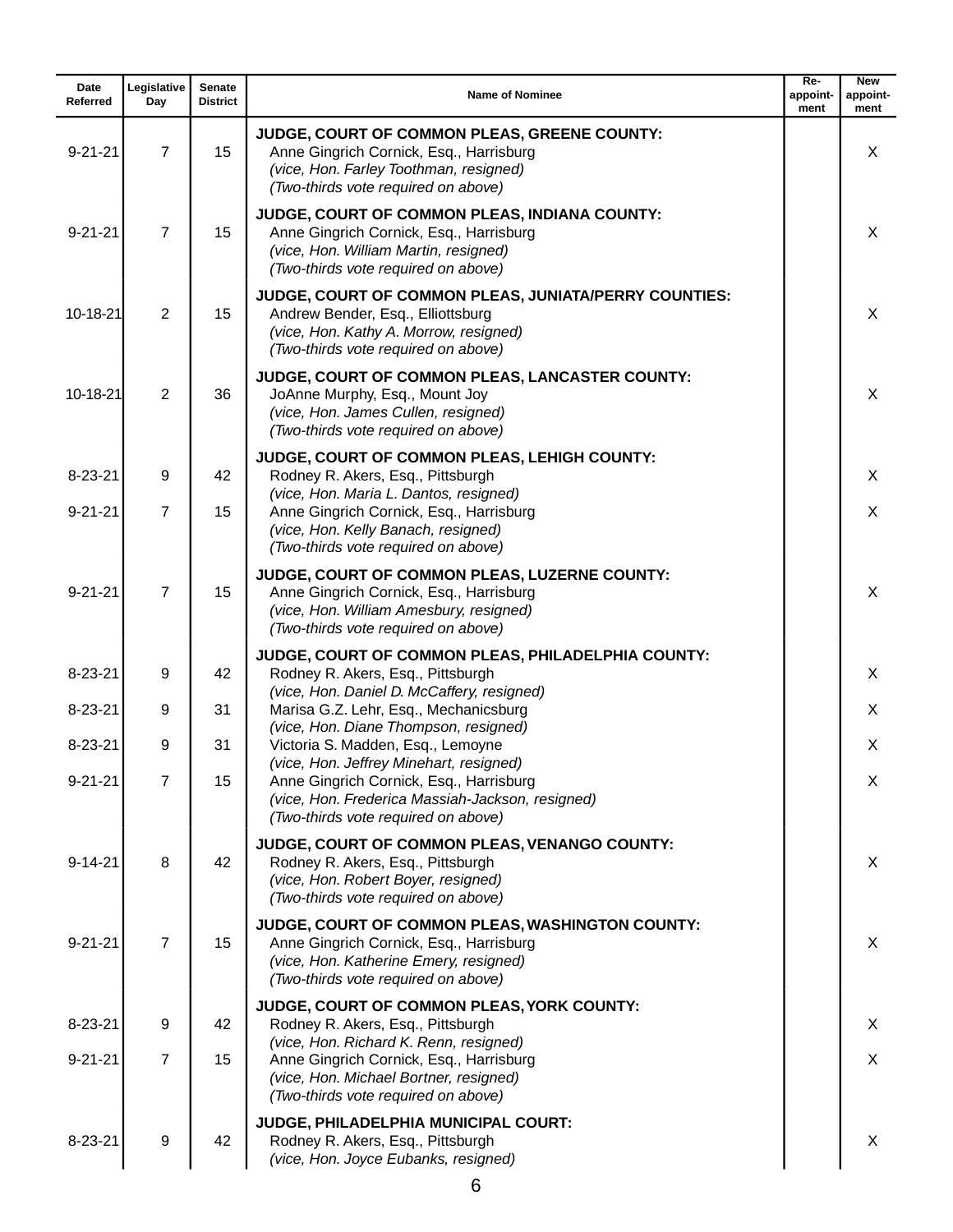| Date Referred | Legislative Day | Senate District | Name of Nominee | Re-appoint-ment | New appoint-ment |
|---|---|---|---|---|---|
| | | | **JUDGE, COURT OF COMMON PLEAS, GREENE COUNTY:** | | |
| 9-21-21 | 7 | 15 | Anne Gingrich Cornick, Esq., Harrisburg<br>*(vice, Hon. Farley Toothman, resigned)*<br>*(Two-thirds vote required on above)* | | X |
| | | | **JUDGE, COURT OF COMMON PLEAS, INDIANA COUNTY:** | | |
| 9-21-21 | 7 | 15 | Anne Gingrich Cornick, Esq., Harrisburg<br>*(vice, Hon. William Martin, resigned)*<br>*(Two-thirds vote required on above)* | | X |
| | | | **JUDGE, COURT OF COMMON PLEAS, JUNIATA/PERRY COUNTIES:** | | |
| 10-18-21 | 2 | 15 | Andrew Bender, Esq., Elliottsburg<br>*(vice, Hon. Kathy A. Morrow, resigned)*<br>*(Two-thirds vote required on above)* | | X |
| | | | **JUDGE, COURT OF COMMON PLEAS, LANCASTER COUNTY:** | | |
| 10-18-21 | 2 | 36 | JoAnne Murphy, Esq., Mount Joy<br>*(vice, Hon. James Cullen, resigned)*<br>*(Two-thirds vote required on above)* | | X |
| | | | **JUDGE, COURT OF COMMON PLEAS, LEHIGH COUNTY:** | | |
| 8-23-21 | 9 | 42 | Rodney R. Akers, Esq., Pittsburgh<br>*(vice, Hon. Maria L. Dantos, resigned)* | | X |
| 9-21-21 | 7 | 15 | Anne Gingrich Cornick, Esq., Harrisburg<br>*(vice, Hon. Kelly Banach, resigned)*<br>*(Two-thirds vote required on above)* | | X |
| | | | **JUDGE, COURT OF COMMON PLEAS, LUZERNE COUNTY:** | | |
| 9-21-21 | 7 | 15 | Anne Gingrich Cornick, Esq., Harrisburg<br>*(vice, Hon. William Amesbury, resigned)*<br>*(Two-thirds vote required on above)* | | X |
| | | | **JUDGE, COURT OF COMMON PLEAS, PHILADELPHIA COUNTY:** | | |
| 8-23-21 | 9 | 42 | Rodney R. Akers, Esq., Pittsburgh<br>*(vice, Hon. Daniel D. McCaffery, resigned)* | | X |
| 8-23-21 | 9 | 31 | Marisa G.Z. Lehr, Esq., Mechanicsburg<br>*(vice, Hon. Diane Thompson, resigned)* | | X |
| 8-23-21 | 9 | 31 | Victoria S. Madden, Esq., Lemoyne<br>*(vice, Hon. Jeffrey Minehart, resigned)* | | X |
| 9-21-21 | 7 | 15 | Anne Gingrich Cornick, Esq., Harrisburg<br>*(vice, Hon. Frederica Massiah-Jackson, resigned)*<br>*(Two-thirds vote required on above)* | | X |
| | | | **JUDGE, COURT OF COMMON PLEAS, VENANGO COUNTY:** | | |
| 9-14-21 | 8 | 42 | Rodney R. Akers, Esq., Pittsburgh<br>*(vice, Hon. Robert Boyer, resigned)*<br>*(Two-thirds vote required on above)* | | X |
| | | | **JUDGE, COURT OF COMMON PLEAS, WASHINGTON COUNTY:** | | |
| 9-21-21 | 7 | 15 | Anne Gingrich Cornick, Esq., Harrisburg<br>*(vice, Hon. Katherine Emery, resigned)*<br>*(Two-thirds vote required on above)* | | X |
| | | | **JUDGE, COURT OF COMMON PLEAS, YORK COUNTY:** | | |
| 8-23-21 | 9 | 42 | Rodney R. Akers, Esq., Pittsburgh<br>*(vice, Hon. Richard K. Renn, resigned)* | | X |
| 9-21-21 | 7 | 15 | Anne Gingrich Cornick, Esq., Harrisburg<br>*(vice, Hon. Michael Bortner, resigned)*<br>*(Two-thirds vote required on above)* | | X |
| | | | **JUDGE, PHILADELPHIA MUNICIPAL COURT:** | | |
| 8-23-21 | 9 | 42 | Rodney R. Akers, Esq., Pittsburgh<br>*(vice, Hon. Joyce Eubanks, resigned)* | | X |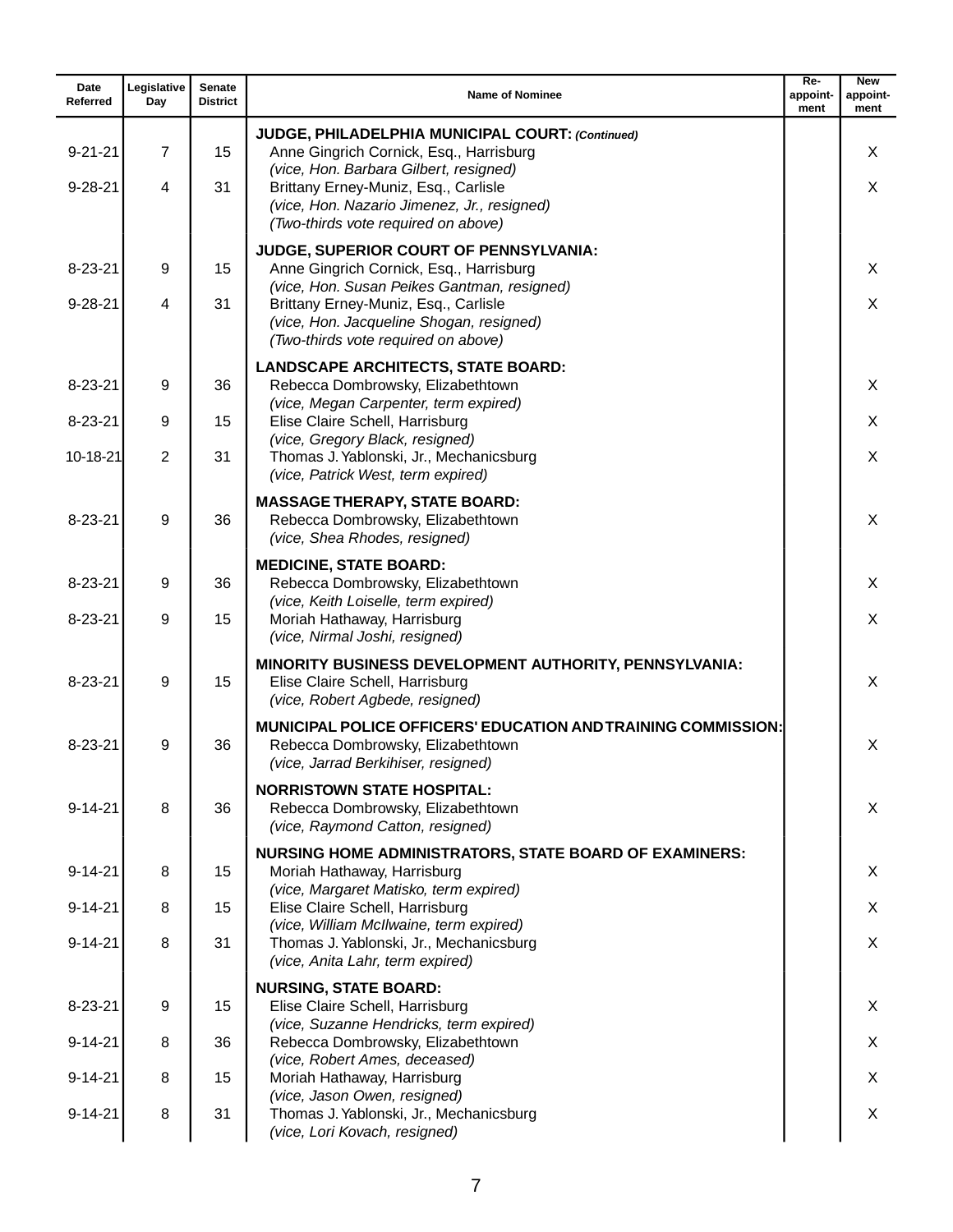| Date Referred | Legislative Day | Senate District | Name of Nominee | Re-appoint-ment | New appoint-ment |
|---|---|---|---|---|---|
| | | | **JUDGE, PHILADELPHIA MUNICIPAL COURT:** ***(Continued)*** | | |
| 9-21-21 | 7 | 15 | Anne Gingrich Cornick, Esq., Harrisburg *(vice, Hon. Barbara Gilbert, resigned)* | | X |
| 9-28-21 | 4 | 31 | Brittany Erney-Muniz, Esq., Carlisle *(vice, Hon. Nazario Jimenez, Jr., resigned)* *(Two-thirds vote required on above)* | | X |
| | | | **JUDGE, SUPERIOR COURT OF PENNSYLVANIA:** | | |
| 8-23-21 | 9 | 15 | Anne Gingrich Cornick, Esq., Harrisburg *(vice, Hon. Susan Peikes Gantman, resigned)* | | X |
| 9-28-21 | 4 | 31 | Brittany Erney-Muniz, Esq., Carlisle *(vice, Hon. Jacqueline Shogan, resigned)* *(Two-thirds vote required on above)* | | X |
| | | | **LANDSCAPE ARCHITECTS, STATE BOARD:** | | |
| 8-23-21 | 9 | 36 | Rebecca Dombrowsky, Elizabethtown *(vice, Megan Carpenter, term expired)* | | X |
| 8-23-21 | 9 | 15 | Elise Claire Schell, Harrisburg *(vice, Gregory Black, resigned)* | | X |
| 10-18-21 | 2 | 31 | Thomas J. Yablonski, Jr., Mechanicsburg *(vice, Patrick West, term expired)* | | X |
| | | | **MASSAGE THERAPY, STATE BOARD:** | | |
| 8-23-21 | 9 | 36 | Rebecca Dombrowsky, Elizabethtown *(vice, Shea Rhodes, resigned)* | | X |
| | | | **MEDICINE, STATE BOARD:** | | |
| 8-23-21 | 9 | 36 | Rebecca Dombrowsky, Elizabethtown *(vice, Keith Loiselle, term expired)* | | X |
| 8-23-21 | 9 | 15 | Moriah Hathaway, Harrisburg *(vice, Nirmal Joshi, resigned)* | | X |
| | | | **MINORITY BUSINESS DEVELOPMENT AUTHORITY, PENNSYLVANIA:** | | |
| 8-23-21 | 9 | 15 | Elise Claire Schell, Harrisburg *(vice, Robert Agbede, resigned)* | | X |
| | | | **MUNICIPAL POLICE OFFICERS' EDUCATION AND TRAINING COMMISSION:** | | |
| 8-23-21 | 9 | 36 | Rebecca Dombrowsky, Elizabethtown *(vice, Jarrad Berkihiser, resigned)* | | X |
| | | | **NORRISTOWN STATE HOSPITAL:** | | |
| 9-14-21 | 8 | 36 | Rebecca Dombrowsky, Elizabethtown *(vice, Raymond Catton, resigned)* | | X |
| | | | **NURSING HOME ADMINISTRATORS, STATE BOARD OF EXAMINERS:** | | |
| 9-14-21 | 8 | 15 | Moriah Hathaway, Harrisburg *(vice, Margaret Matisko, term expired)* | | X |
| 9-14-21 | 8 | 15 | Elise Claire Schell, Harrisburg *(vice, William McIlwaine, term expired)* | | X |
| 9-14-21 | 8 | 31 | Thomas J. Yablonski, Jr., Mechanicsburg *(vice, Anita Lahr, term expired)* | | X |
| | | | **NURSING, STATE BOARD:** | | |
| 8-23-21 | 9 | 15 | Elise Claire Schell, Harrisburg *(vice, Suzanne Hendricks, term expired)* | | X |
| 9-14-21 | 8 | 36 | Rebecca Dombrowsky, Elizabethtown *(vice, Robert Ames, deceased)* | | X |
| 9-14-21 | 8 | 15 | Moriah Hathaway, Harrisburg *(vice, Jason Owen, resigned)* | | X |
| 9-14-21 | 8 | 31 | Thomas J. Yablonski, Jr., Mechanicsburg *(vice, Lori Kovach, resigned)* | | X |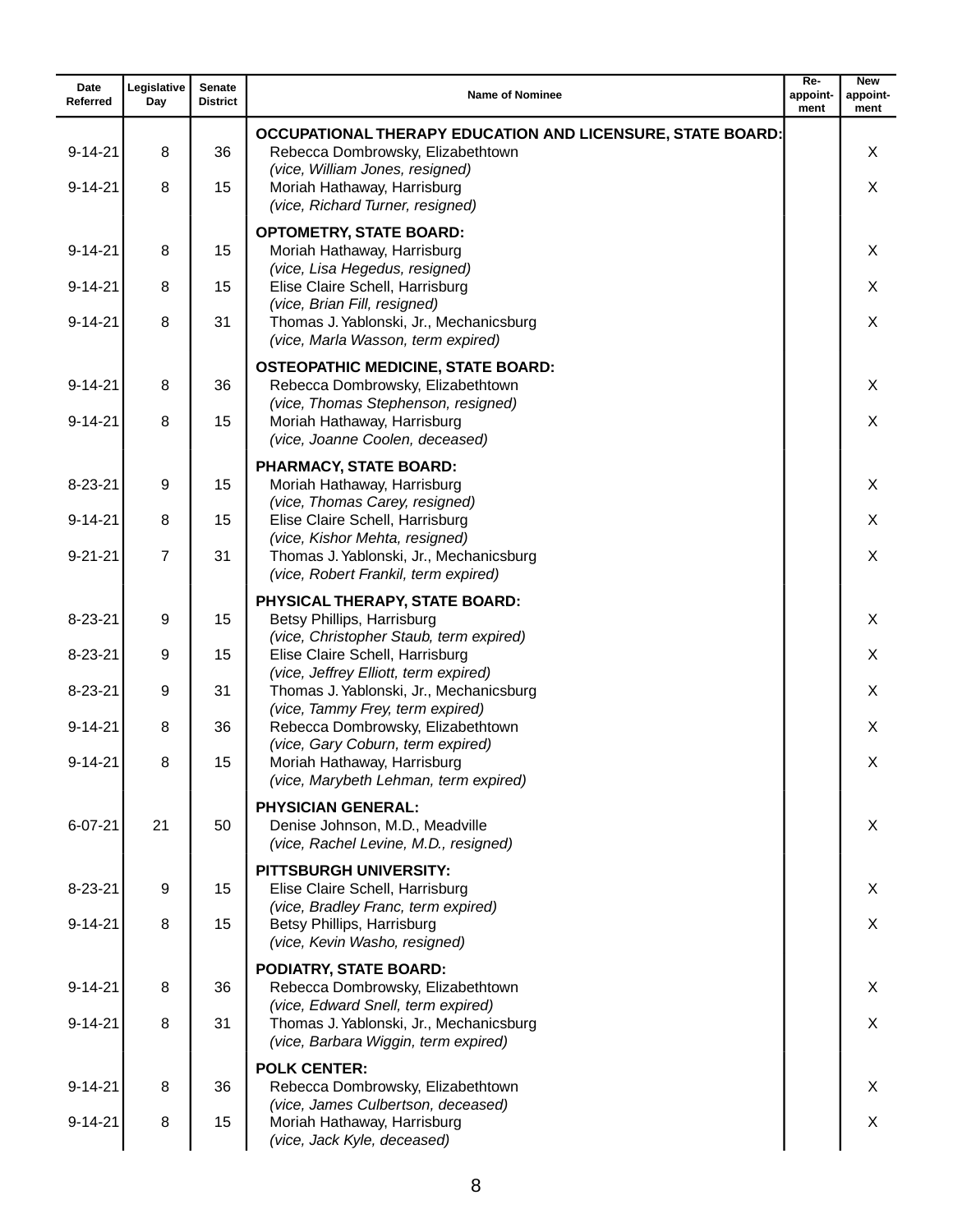| Date Referred | Legislative Day | Senate District | Name of Nominee | Re-appoint-ment | New appoint-ment |
|---|---|---|---|---|---|
| | | | **OCCUPATIONAL THERAPY EDUCATION AND LICENSURE, STATE BOARD:** | | |
| 9-14-21 | 8 | 36 | Rebecca Dombrowsky, Elizabethtown *(vice, William Jones, resigned)* | | X |
| 9-14-21 | 8 | 15 | Moriah Hathaway, Harrisburg *(vice, Richard Turner, resigned)* | | X |
| | | | **OPTOMETRY, STATE BOARD:** | | |
| 9-14-21 | 8 | 15 | Moriah Hathaway, Harrisburg *(vice, Lisa Hegedus, resigned)* | | X |
| 9-14-21 | 8 | 15 | Elise Claire Schell, Harrisburg *(vice, Brian Fill, resigned)* | | X |
| 9-14-21 | 8 | 31 | Thomas J. Yablonski, Jr., Mechanicsburg *(vice, Marla Wasson, term expired)* | | X |
| | | | **OSTEOPATHIC MEDICINE, STATE BOARD:** | | |
| 9-14-21 | 8 | 36 | Rebecca Dombrowsky, Elizabethtown *(vice, Thomas Stephenson, resigned)* | | X |
| 9-14-21 | 8 | 15 | Moriah Hathaway, Harrisburg *(vice, Joanne Coolen, deceased)* | | X |
| | | | **PHARMACY, STATE BOARD:** | | |
| 8-23-21 | 9 | 15 | Moriah Hathaway, Harrisburg *(vice, Thomas Carey, resigned)* | | X |
| 9-14-21 | 8 | 15 | Elise Claire Schell, Harrisburg *(vice, Kishor Mehta, resigned)* | | X |
| 9-21-21 | 7 | 31 | Thomas J. Yablonski, Jr., Mechanicsburg *(vice, Robert Frankil, term expired)* | | X |
| | | | **PHYSICAL THERAPY, STATE BOARD:** | | |
| 8-23-21 | 9 | 15 | Betsy Phillips, Harrisburg *(vice, Christopher Staub, term expired)* | | X |
| 8-23-21 | 9 | 15 | Elise Claire Schell, Harrisburg *(vice, Jeffrey Elliott, term expired)* | | X |
| 8-23-21 | 9 | 31 | Thomas J. Yablonski, Jr., Mechanicsburg *(vice, Tammy Frey, term expired)* | | X |
| 9-14-21 | 8 | 36 | Rebecca Dombrowsky, Elizabethtown *(vice, Gary Coburn, term expired)* | | X |
| 9-14-21 | 8 | 15 | Moriah Hathaway, Harrisburg *(vice, Marybeth Lehman, term expired)* | | X |
| | | | **PHYSICIAN GENERAL:** | | |
| 6-07-21 | 21 | 50 | Denise Johnson, M.D., Meadville *(vice, Rachel Levine, M.D., resigned)* | | X |
| | | | **PITTSBURGH UNIVERSITY:** | | |
| 8-23-21 | 9 | 15 | Elise Claire Schell, Harrisburg *(vice, Bradley Franc, term expired)* | | X |
| 9-14-21 | 8 | 15 | Betsy Phillips, Harrisburg *(vice, Kevin Washo, resigned)* | | X |
| | | | **PODIATRY, STATE BOARD:** | | |
| 9-14-21 | 8 | 36 | Rebecca Dombrowsky, Elizabethtown *(vice, Edward Snell, term expired)* | | X |
| 9-14-21 | 8 | 31 | Thomas J. Yablonski, Jr., Mechanicsburg *(vice, Barbara Wiggin, term expired)* | | X |
| | | | **POLK CENTER:** | | |
| 9-14-21 | 8 | 36 | Rebecca Dombrowsky, Elizabethtown *(vice, James Culbertson, deceased)* | | X |
| 9-14-21 | 8 | 15 | Moriah Hathaway, Harrisburg *(vice, Jack Kyle, deceased)* | | X |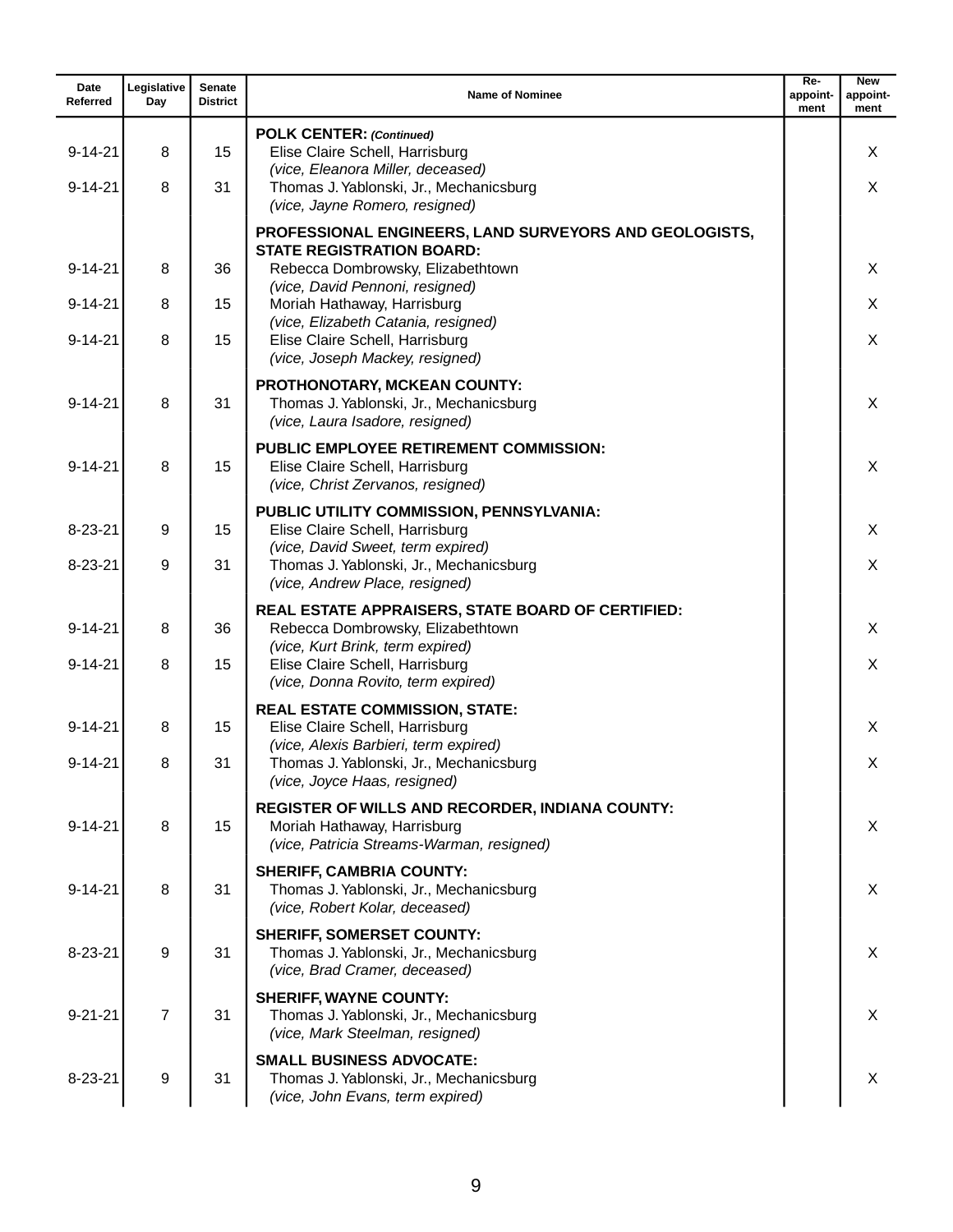| Date Referred | Legislative Day | Senate District | Name of Nominee | Re-appoint-ment | New appoint-ment |
|---|---|---|---|---|---|
| | | | **POLK CENTER:** ***(Continued)*** | | |
| 9-14-21 | 8 | 15 | Elise Claire Schell, Harrisburg *(vice, Eleanora Miller, deceased)* | | X |
| 9-14-21 | 8 | 31 | Thomas J. Yablonski, Jr., Mechanicsburg *(vice, Jayne Romero, resigned)* | | X |
| | | | **PROFESSIONAL ENGINEERS, LAND SURVEYORS AND GEOLOGISTS, STATE REGISTRATION BOARD:** | | |
| 9-14-21 | 8 | 36 | Rebecca Dombrowsky, Elizabethtown *(vice, David Pennoni, resigned)* | | X |
| 9-14-21 | 8 | 15 | Moriah Hathaway, Harrisburg *(vice, Elizabeth Catania, resigned)* | | X |
| 9-14-21 | 8 | 15 | Elise Claire Schell, Harrisburg *(vice, Joseph Mackey, resigned)* | | X |
| | | | **PROTHONOTARY, MCKEAN COUNTY:** | | |
| 9-14-21 | 8 | 31 | Thomas J. Yablonski, Jr., Mechanicsburg *(vice, Laura Isadore, resigned)* | | X |
| | | | **PUBLIC EMPLOYEE RETIREMENT COMMISSION:** | | |
| 9-14-21 | 8 | 15 | Elise Claire Schell, Harrisburg *(vice, Christ Zervanos, resigned)* | | X |
| | | | **PUBLIC UTILITY COMMISSION, PENNSYLVANIA:** | | |
| 8-23-21 | 9 | 15 | Elise Claire Schell, Harrisburg *(vice, David Sweet, term expired)* | | X |
| 8-23-21 | 9 | 31 | Thomas J. Yablonski, Jr., Mechanicsburg *(vice, Andrew Place, resigned)* | | X |
| | | | **REAL ESTATE APPRAISERS, STATE BOARD OF CERTIFIED:** | | |
| 9-14-21 | 8 | 36 | Rebecca Dombrowsky, Elizabethtown *(vice, Kurt Brink, term expired)* | | X |
| 9-14-21 | 8 | 15 | Elise Claire Schell, Harrisburg *(vice, Donna Rovito, term expired)* | | X |
| | | | **REAL ESTATE COMMISSION, STATE:** | | |
| 9-14-21 | 8 | 15 | Elise Claire Schell, Harrisburg *(vice, Alexis Barbieri, term expired)* | | X |
| 9-14-21 | 8 | 31 | Thomas J. Yablonski, Jr., Mechanicsburg *(vice, Joyce Haas, resigned)* | | X |
| | | | **REGISTER OF WILLS AND RECORDER, INDIANA COUNTY:** | | |
| 9-14-21 | 8 | 15 | Moriah Hathaway, Harrisburg *(vice, Patricia Streams-Warman, resigned)* | | X |
| | | | **SHERIFF, CAMBRIA COUNTY:** | | |
| 9-14-21 | 8 | 31 | Thomas J. Yablonski, Jr., Mechanicsburg *(vice, Robert Kolar, deceased)* | | X |
| | | | **SHERIFF, SOMERSET COUNTY:** | | |
| 8-23-21 | 9 | 31 | Thomas J. Yablonski, Jr., Mechanicsburg *(vice, Brad Cramer, deceased)* | | X |
| | | | **SHERIFF, WAYNE COUNTY:** | | |
| 9-21-21 | 7 | 31 | Thomas J. Yablonski, Jr., Mechanicsburg *(vice, Mark Steelman, resigned)* | | X |
| | | | **SMALL BUSINESS ADVOCATE:** | | |
| 8-23-21 | 9 | 31 | Thomas J. Yablonski, Jr., Mechanicsburg *(vice, John Evans, term expired)* | | X |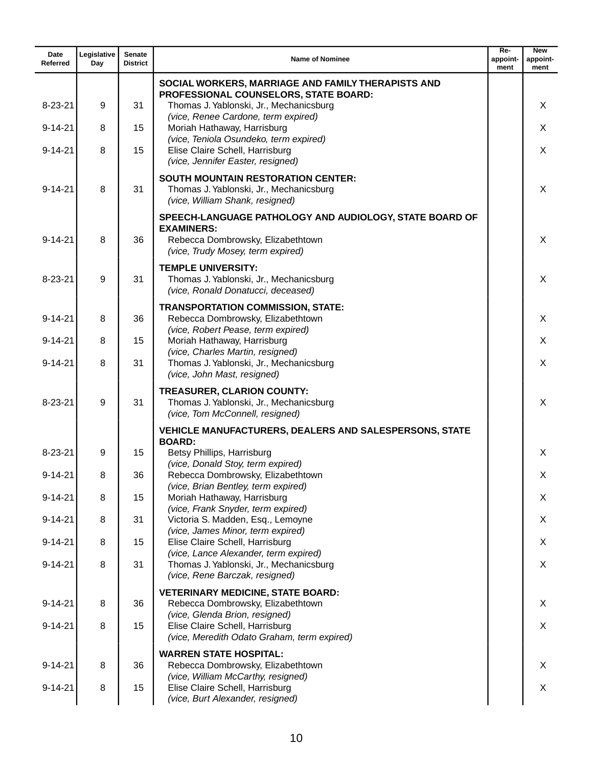| Date Referred | Legislative Day | Senate District | Name of Nominee | Re-appoint-ment | New appoint-ment |
|---|---|---|---|---|---|
| | | | **SOCIAL WORKERS, MARRIAGE AND FAMILY THERAPISTS AND PROFESSIONAL COUNSELORS, STATE BOARD:** | | |
| 8-23-21 | 9 | 31 | Thomas J. Yablonski, Jr., Mechanicsburg *(vice, Renee Cardone, term expired)* | | X |
| 9-14-21 | 8 | 15 | Moriah Hathaway, Harrisburg *(vice, Teniola Osundeko, term expired)* | | X |
| 9-14-21 | 8 | 15 | Elise Claire Schell, Harrisburg *(vice, Jennifer Easter, resigned)* | | X |
| | | | **SOUTH MOUNTAIN RESTORATION CENTER:** | | |
| 9-14-21 | 8 | 31 | Thomas J. Yablonski, Jr., Mechanicsburg *(vice, William Shank, resigned)* | | X |
| | | | **SPEECH-LANGUAGE PATHOLOGY AND AUDIOLOGY, STATE BOARD OF EXAMINERS:** | | |
| 9-14-21 | 8 | 36 | Rebecca Dombrowsky, Elizabethtown *(vice, Trudy Mosey, term expired)* | | X |
| | | | **TEMPLE UNIVERSITY:** | | |
| 8-23-21 | 9 | 31 | Thomas J. Yablonski, Jr., Mechanicsburg *(vice, Ronald Donatucci, deceased)* | | X |
| | | | **TRANSPORTATION COMMISSION, STATE:** | | |
| 9-14-21 | 8 | 36 | Rebecca Dombrowsky, Elizabethtown *(vice, Robert Pease, term expired)* | | X |
| 9-14-21 | 8 | 15 | Moriah Hathaway, Harrisburg *(vice, Charles Martin, resigned)* | | X |
| 9-14-21 | 8 | 31 | Thomas J. Yablonski, Jr., Mechanicsburg *(vice, John Mast, resigned)* | | X |
| | | | **TREASURER, CLARION COUNTY:** | | |
| 8-23-21 | 9 | 31 | Thomas J. Yablonski, Jr., Mechanicsburg *(vice, Tom McConnell, resigned)* | | X |
| | | | **VEHICLE MANUFACTURERS, DEALERS AND SALESPERSONS, STATE BOARD:** | | |
| 8-23-21 | 9 | 15 | Betsy Phillips, Harrisburg *(vice, Donald Stoy, term expired)* | | X |
| 9-14-21 | 8 | 36 | Rebecca Dombrowsky, Elizabethtown *(vice, Brian Bentley, term expired)* | | X |
| 9-14-21 | 8 | 15 | Moriah Hathaway, Harrisburg *(vice, Frank Snyder, term expired)* | | X |
| 9-14-21 | 8 | 31 | Victoria S. Madden, Esq., Lemoyne *(vice, James Minor, term expired)* | | X |
| 9-14-21 | 8 | 15 | Elise Claire Schell, Harrisburg *(vice, Lance Alexander, term expired)* | | X |
| 9-14-21 | 8 | 31 | Thomas J. Yablonski, Jr., Mechanicsburg *(vice, Rene Barczak, resigned)* | | X |
| | | | **VETERINARY MEDICINE, STATE BOARD:** | | |
| 9-14-21 | 8 | 36 | Rebecca Dombrowsky, Elizabethtown *(vice, Glenda Brion, resigned)* | | X |
| 9-14-21 | 8 | 15 | Elise Claire Schell, Harrisburg *(vice, Meredith Odato Graham, term expired)* | | X |
| | | | **WARREN STATE HOSPITAL:** | | |
| 9-14-21 | 8 | 36 | Rebecca Dombrowsky, Elizabethtown *(vice, William McCarthy, resigned)* | | X |
| 9-14-21 | 8 | 15 | Elise Claire Schell, Harrisburg *(vice, Burt Alexander, resigned)* | | X |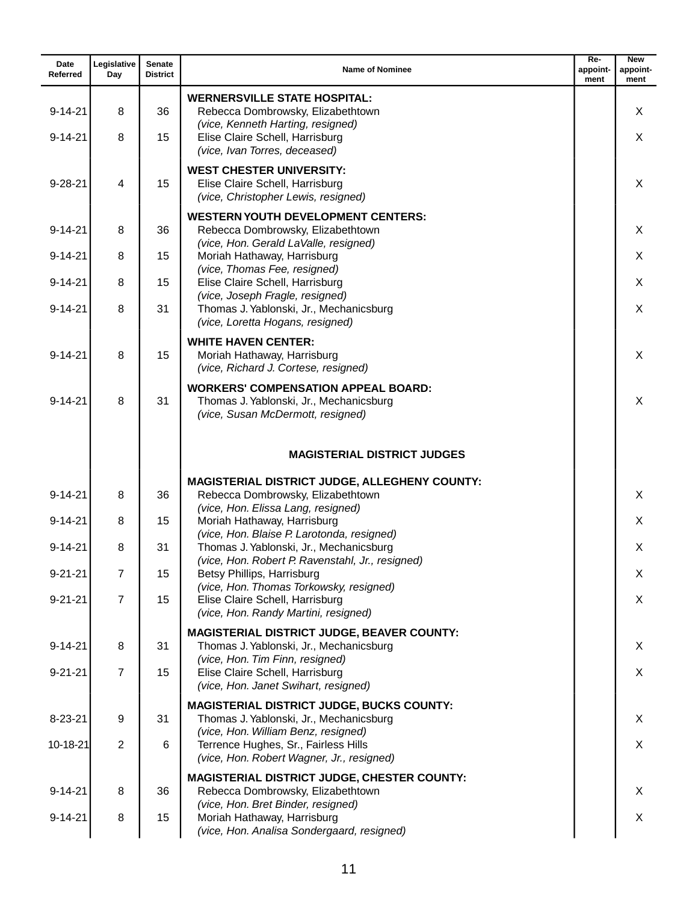| Date Referred | Legislative Day | Senate District | Name of Nominee | Re-appoint-ment | New appoint-ment |
|---|---|---|---|---|---|
| | | | **WERNERSVILLE STATE HOSPITAL:** | | |
| 9-14-21 | 8 | 36 | Rebecca Dombrowsky, Elizabethtown *(vice, Kenneth Harting, resigned)* | | X |
| 9-14-21 | 8 | 15 | Elise Claire Schell, Harrisburg *(vice, Ivan Torres, deceased)* | | X |
| | | | **WEST CHESTER UNIVERSITY:** | | |
| 9-28-21 | 4 | 15 | Elise Claire Schell, Harrisburg *(vice, Christopher Lewis, resigned)* | | X |
| | | | **WESTERN YOUTH DEVELOPMENT CENTERS:** | | |
| 9-14-21 | 8 | 36 | Rebecca Dombrowsky, Elizabethtown *(vice, Hon. Gerald LaValle, resigned)* | | X |
| 9-14-21 | 8 | 15 | Moriah Hathaway, Harrisburg *(vice, Thomas Fee, resigned)* | | X |
| 9-14-21 | 8 | 15 | Elise Claire Schell, Harrisburg *(vice, Joseph Fragle, resigned)* | | X |
| 9-14-21 | 8 | 31 | Thomas J. Yablonski, Jr., Mechanicsburg *(vice, Loretta Hogans, resigned)* | | X |
| | | | **WHITE HAVEN CENTER:** | | |
| 9-14-21 | 8 | 15 | Moriah Hathaway, Harrisburg *(vice, Richard J. Cortese, resigned)* | | X |
| | | | **WORKERS' COMPENSATION APPEAL BOARD:** | | |
| 9-14-21 | 8 | 31 | Thomas J. Yablonski, Jr., Mechanicsburg *(vice, Susan McDermott, resigned)* | | X |
| | | | **MAGISTERIAL DISTRICT JUDGES** | | |
| | | | **MAGISTERIAL DISTRICT JUDGE, ALLEGHENY COUNTY:** | | |
| 9-14-21 | 8 | 36 | Rebecca Dombrowsky, Elizabethtown *(vice, Hon. Elissa Lang, resigned)* | | X |
| 9-14-21 | 8 | 15 | Moriah Hathaway, Harrisburg *(vice, Hon. Blaise P. Larotonda, resigned)* | | X |
| 9-14-21 | 8 | 31 | Thomas J. Yablonski, Jr., Mechanicsburg *(vice, Hon. Robert P. Ravenstahl, Jr., resigned)* | | X |
| 9-21-21 | 7 | 15 | Betsy Phillips, Harrisburg *(vice, Hon. Thomas Torkowsky, resigned)* | | X |
| 9-21-21 | 7 | 15 | Elise Claire Schell, Harrisburg *(vice, Hon. Randy Martini, resigned)* | | X |
| | | | **MAGISTERIAL DISTRICT JUDGE, BEAVER COUNTY:** | | |
| 9-14-21 | 8 | 31 | Thomas J. Yablonski, Jr., Mechanicsburg *(vice, Hon. Tim Finn, resigned)* | | X |
| 9-21-21 | 7 | 15 | Elise Claire Schell, Harrisburg *(vice, Hon. Janet Swihart, resigned)* | | X |
| | | | **MAGISTERIAL DISTRICT JUDGE, BUCKS COUNTY:** | | |
| 8-23-21 | 9 | 31 | Thomas J. Yablonski, Jr., Mechanicsburg *(vice, Hon. William Benz, resigned)* | | X |
| 10-18-21 | 2 | 6 | Terrence Hughes, Sr., Fairless Hills *(vice, Hon. Robert Wagner, Jr., resigned)* | | X |
| | | | **MAGISTERIAL DISTRICT JUDGE, CHESTER COUNTY:** | | |
| 9-14-21 | 8 | 36 | Rebecca Dombrowsky, Elizabethtown *(vice, Hon. Bret Binder, resigned)* | | X |
| 9-14-21 | 8 | 15 | Moriah Hathaway, Harrisburg *(vice, Hon. Analisa Sondergaard, resigned)* | | X |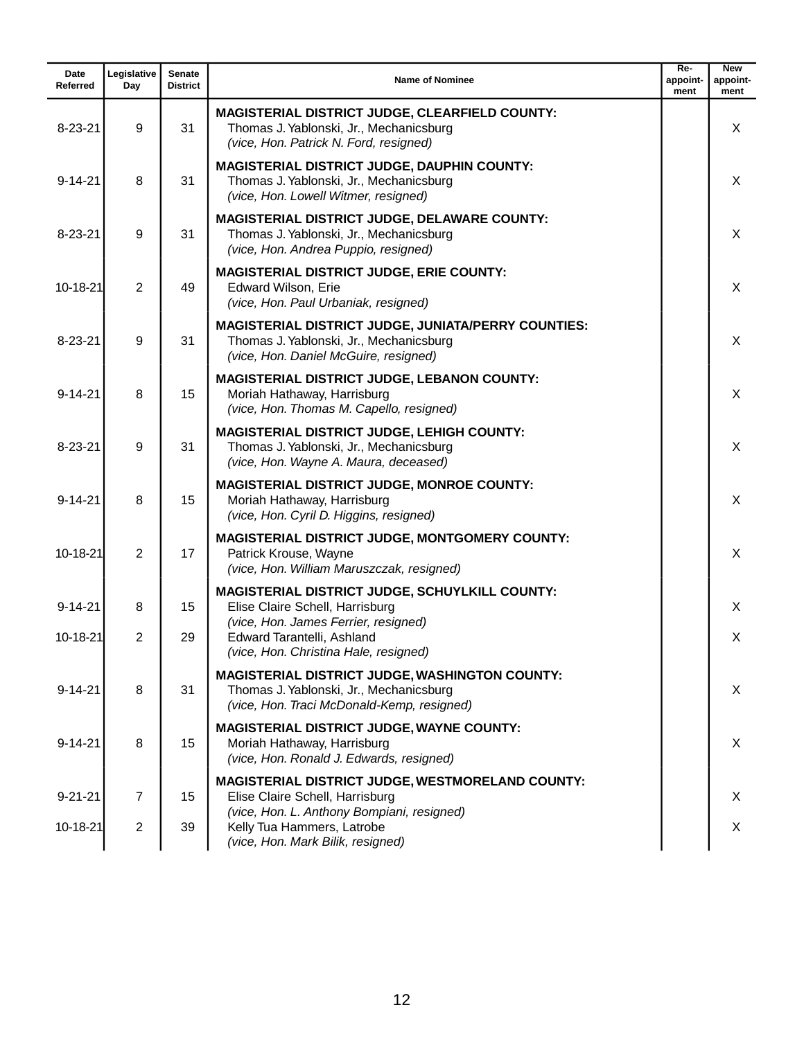| Date Referred | Legislative Day | Senate District | Name of Nominee | Re-appoint-ment | New appoint-ment |
|---|---|---|---|---|---|
| | | | **MAGISTERIAL DISTRICT JUDGE, CLEARFIELD COUNTY:** | | |
| 8-23-21 | 9 | 31 | Thomas J. Yablonski, Jr., Mechanicsburg *(vice, Hon. Patrick N. Ford, resigned)* | | X |
| | | | **MAGISTERIAL DISTRICT JUDGE, DAUPHIN COUNTY:** | | |
| 9-14-21 | 8 | 31 | Thomas J. Yablonski, Jr., Mechanicsburg *(vice, Hon. Lowell Witmer, resigned)* | | X |
| | | | **MAGISTERIAL DISTRICT JUDGE, DELAWARE COUNTY:** | | |
| 8-23-21 | 9 | 31 | Thomas J. Yablonski, Jr., Mechanicsburg *(vice, Hon. Andrea Puppio, resigned)* | | X |
| | | | **MAGISTERIAL DISTRICT JUDGE, ERIE COUNTY:** | | |
| 10-18-21 | 2 | 49 | Edward Wilson, Erie *(vice, Hon. Paul Urbaniak, resigned)* | | X |
| | | | **MAGISTERIAL DISTRICT JUDGE, JUNIATA/PERRY COUNTIES:** | | |
| 8-23-21 | 9 | 31 | Thomas J. Yablonski, Jr., Mechanicsburg *(vice, Hon. Daniel McGuire, resigned)* | | X |
| | | | **MAGISTERIAL DISTRICT JUDGE, LEBANON COUNTY:** | | |
| 9-14-21 | 8 | 15 | Moriah Hathaway, Harrisburg *(vice, Hon. Thomas M. Capello, resigned)* | | X |
| | | | **MAGISTERIAL DISTRICT JUDGE, LEHIGH COUNTY:** | | |
| 8-23-21 | 9 | 31 | Thomas J. Yablonski, Jr., Mechanicsburg *(vice, Hon. Wayne A. Maura, deceased)* | | X |
| | | | **MAGISTERIAL DISTRICT JUDGE, MONROE COUNTY:** | | |
| 9-14-21 | 8 | 15 | Moriah Hathaway, Harrisburg *(vice, Hon. Cyril D. Higgins, resigned)* | | X |
| | | | **MAGISTERIAL DISTRICT JUDGE, MONTGOMERY COUNTY:** | | |
| 10-18-21 | 2 | 17 | Patrick Krouse, Wayne *(vice, Hon. William Maruszczak, resigned)* | | X |
| | | | **MAGISTERIAL DISTRICT JUDGE, SCHUYLKILL COUNTY:** | | |
| 9-14-21 | 8 | 15 | Elise Claire Schell, Harrisburg *(vice, Hon. James Ferrier, resigned)* | | X |
| 10-18-21 | 2 | 29 | Edward Tarantelli, Ashland *(vice, Hon. Christina Hale, resigned)* | | X |
| | | | **MAGISTERIAL DISTRICT JUDGE, WASHINGTON COUNTY:** | | |
| 9-14-21 | 8 | 31 | Thomas J. Yablonski, Jr., Mechanicsburg *(vice, Hon. Traci McDonald-Kemp, resigned)* | | X |
| | | | **MAGISTERIAL DISTRICT JUDGE, WAYNE COUNTY:** | | |
| 9-14-21 | 8 | 15 | Moriah Hathaway, Harrisburg *(vice, Hon. Ronald J. Edwards, resigned)* | | X |
| | | | **MAGISTERIAL DISTRICT JUDGE, WESTMORELAND COUNTY:** | | |
| 9-21-21 | 7 | 15 | Elise Claire Schell, Harrisburg *(vice, Hon. L. Anthony Bompiani, resigned)* | | X |
| 10-18-21 | 2 | 39 | Kelly Tua Hammers, Latrobe *(vice, Hon. Mark Bilik, resigned)* | | X |